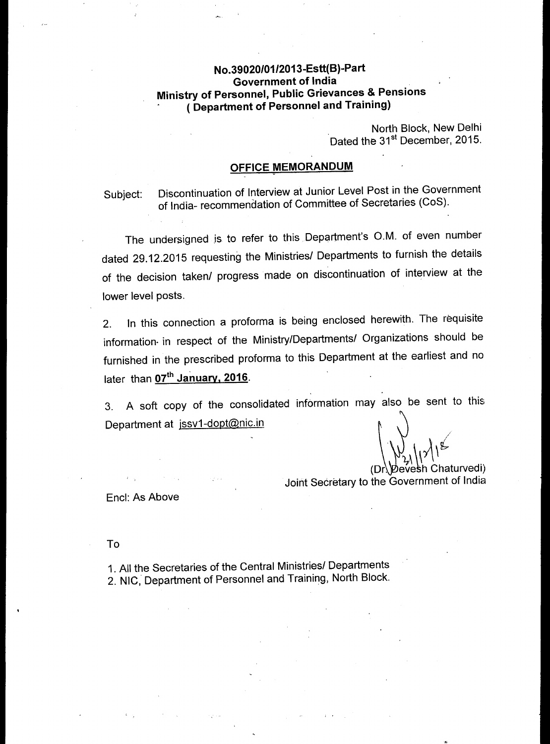**No.39020/01/2013-Estt(B)-Part**
**Government of India**
**Ministry of Personnel, Public Grievances & Pensions**
**( Department of Personnel and Training)**

North Block, New Delhi
Dated the 31st December, 2015.

## OFFICE MEMORANDUM

Subject: Discontinuation of Interview at Junior Level Post in the Government of India- recommendation of Committee of Secretaries (CoS).

The undersigned is to refer to this Department's O.M. of even number dated 29.12.2015 requesting the Ministries/ Departments to furnish the details of the decision taken/ progress made on discontinuation of interview at the lower level posts.

2. In this connection a proforma is being enclosed herewith. The requisite information in respect of the Ministry/Departments/ Organizations should be furnished in the prescribed proforma to this Department at the earliest and no later than **07th January, 2016**.

3. A soft copy of the consolidated information may also be sent to this Department at jssv1-dopt@nic.in

31/12/15

(Dr. Devesh Chaturvedi)
Joint Secretary to the Government of India

Encl: As Above

To

1. All the Secretaries of the Central Ministries/ Departments
2. NIC, Department of Personnel and Training, North Block.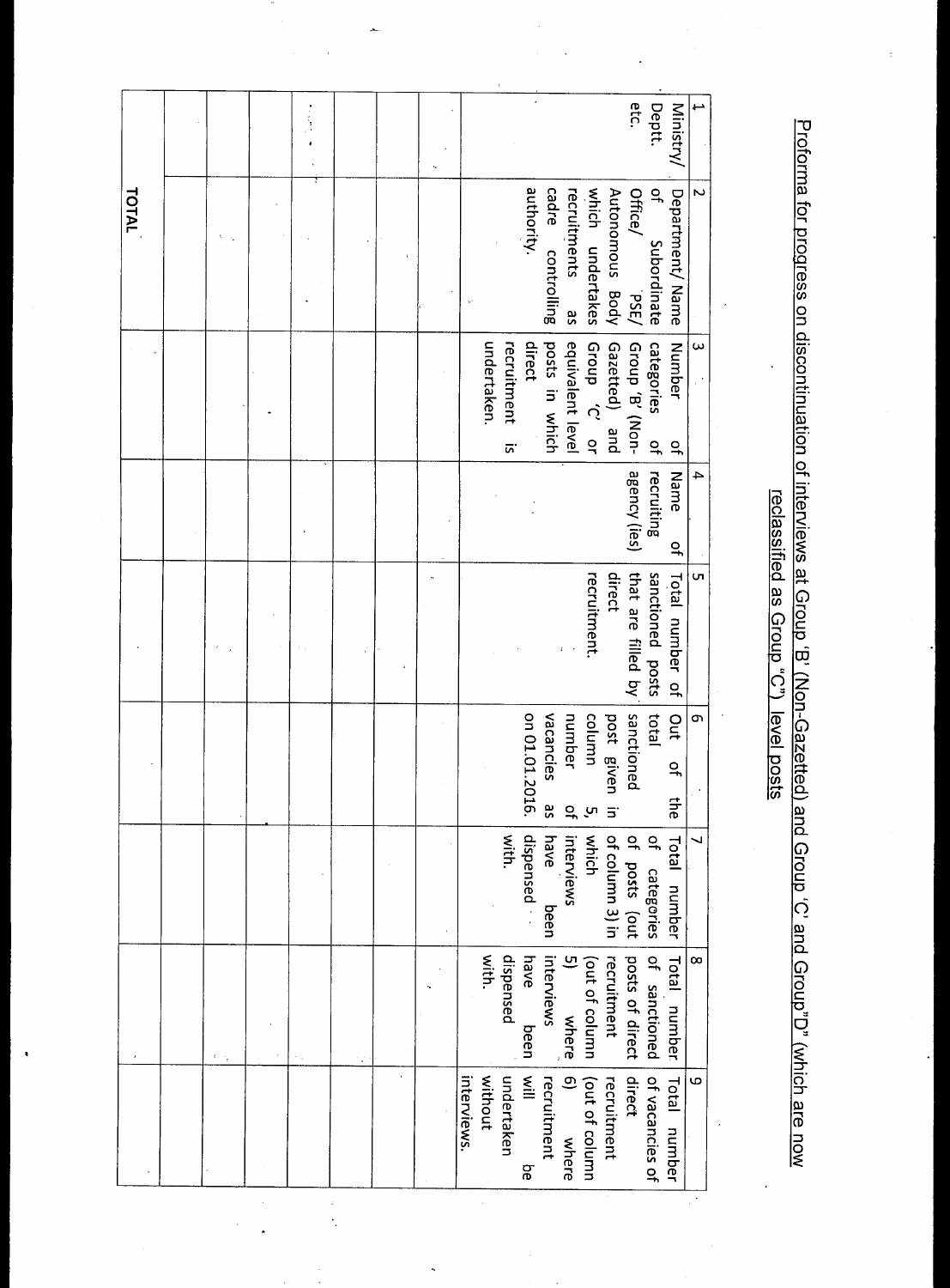Proforma for progress on discontinuation of interviews at Group 'B' (Non-Gazetted) and Group 'C' and Group"D" (which are now reclassified as Group "C") level posts

| 1 | 2 | 3 | 4 | 5 | 6 | 7 | 8 | 9 |
|---|---|---|---|---|---|---|---|---|
| Ministry/ Deptt. etc. | Department/ Name of Subordinate Office/ PSE/ Autonomous Body which undertakes recruitments as cadre controlling authority. | Number of categories of Group 'B' (Non-Gazetted) and Group 'C' or equivalent level posts in which direct recruitment is undertaken. | Name of recruiting agency (ies) | Total number of sanctioned posts that are filled by direct recruitment. | Out of the total sanctioned post given in column 5, number of vacancies as on 01.01.2016. | Total number of categories of posts (out of column 3) in which interviews have been dispensed with. | Total number of sanctioned posts of direct recruitment (out of column 5) where interviews have been dispensed with. | Total number of vacancies of direct recruitment (out of column 6) where recruitment will be undertaken without interviews. |
| | | | | | | | | |
| | | | | | | | | |
| | | | | | | | | |
| | | | | | | | | |
| | | | | | | | | |
| | | | | | | | | |
| | | | | | | | | |
| | TOTAL | | | | | | | |